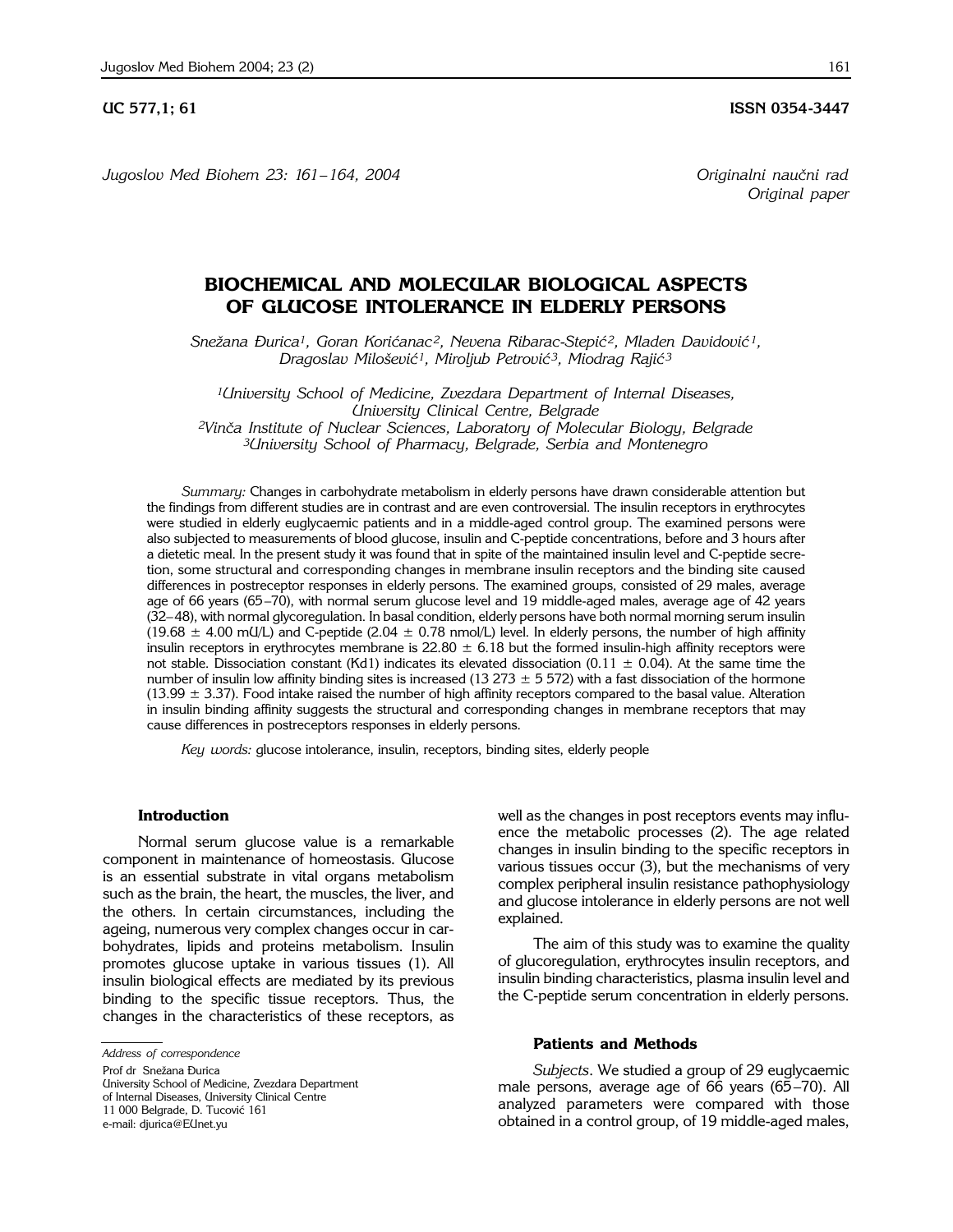UC 577,1; 61 ISSN 0354-3447

*Jugoslov Med Biohem 23: 161–164, 2004* *Originalni naučni rad* *Original paper*

# BIOCHEMICAL AND MOLECULAR BIOLOGICAL ASPECTS OF GLUCOSE INTOLERANCE IN ELDERLY PERSONS

*Snežana Đurica[1], Goran Korićanac[2], Nevena Ribarac-Stepić[2], Mladen Davidović[1], Dragoslav Milošević[1], Miroljub Petrović[3], Miodrag Rajić[3]*

*[1]University School of Medicine, Zvezdara Department of Internal Diseases, University Clinical Centre, Belgrade*
*[2]Vinča Institute of Nuclear Sciences, Laboratory of Molecular Biology, Belgrade*
*[3]University School of Pharmacy, Belgrade, Serbia and Montenegro*

*Summary:* Changes in carbohydrate metabolism in elderly persons have drawn considerable attention but the findings from different studies are in contrast and are even controversial. The insulin receptors in erythrocytes were studied in elderly euglycaemic patients and in a middle-aged control group. The examined persons were also subjected to measurements of blood glucose, insulin and C-peptide concentrations, before and 3 hours after a dietetic meal. In the present study it was found that in spite of the maintained insulin level and C-peptide secretion, some structural and corresponding changes in membrane insulin receptors and the binding site caused differences in postreceptor responses in elderly persons. The examined groups, consisted of 29 males, average age of 66 years (65–70), with normal serum glucose level and 19 middle-aged males, average age of 42 years (32–48), with normal glycoregulation. In basal condition, elderly persons have both normal morning serum insulin (19.68 ± 4.00 mU/L) and C-peptide (2.04 ± 0.78 nmol/L) level. In elderly persons, the number of high affinity insulin receptors in erythrocytes membrane is 22.80 ± 6.18 but the formed insulin-high affinity receptors were not stable. Dissociation constant (Kd1) indicates its elevated dissociation (0.11 ± 0.04). At the same time the number of insulin low affinity binding sites is increased (13 273 ± 5 572) with a fast dissociation of the hormone (13.99 ± 3.37). Food intake raised the number of high affinity receptors compared to the basal value. Alteration in insulin binding affinity suggests the structural and corresponding changes in membrane receptors that may cause differences in postreceptors responses in elderly persons.

*Key words:* glucose intolerance, insulin, receptors, binding sites, elderly people

### Introduction

Normal serum glucose value is a remarkable component in maintenance of homeostasis. Glucose is an essential substrate in vital organs metabolism such as the brain, the heart, the muscles, the liver, and the others. In certain circumstances, including the ageing, numerous very complex changes occur in carbohydrates, lipids and proteins metabolism. Insulin promotes glucose uptake in various tissues (1). All insulin biological effects are mediated by its previous binding to the specific tissue receptors. Thus, the changes in the characteristics of these receptors, as well as the changes in post receptors events may influence the metabolic processes (2). The age related changes in insulin binding to the specific receptors in various tissues occur (3), but the mechanisms of very complex peripheral insulin resistance pathophysiology and glucose intolerance in elderly persons are not well explained.

The aim of this study was to examine the quality of glucoregulation, erythrocytes insulin receptors, and insulin binding characteristics, plasma insulin level and the C-peptide serum concentration in elderly persons.

### Patients and Methods

*Subjects*. We studied a group of 29 euglycaemic male persons, average age of 66 years (65–70). All analyzed parameters were compared with those obtained in a control group, of 19 middle-aged males,

---

*Address of correspondence*

Prof dr Snežana Đurica
University School of Medicine, Zvezdara Department of Internal Diseases, University Clinical Centre
11 000 Belgrade, D. Tucović 161
e-mail: djurica@EUnet.yu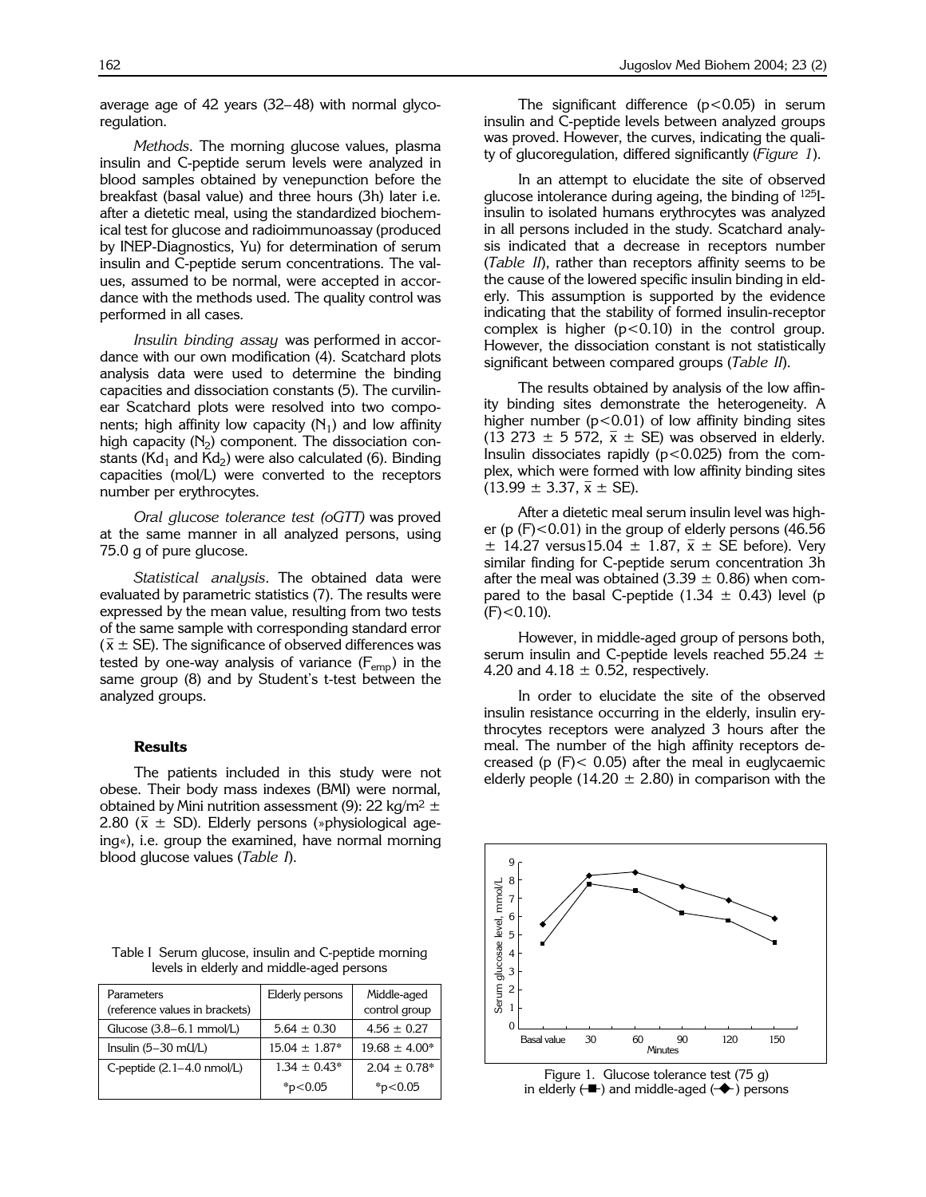average age of 42 years (32–48) with normal glycoregulation.

*Methods*. The morning glucose values, plasma insulin and C-peptide serum levels were analyzed in blood samples obtained by venepunction before the breakfast (basal value) and three hours (3h) later i.e. after a dietetic meal, using the standardized biochemical test for glucose and radioimmunoassay (produced by INEP-Diagnostics, Yu) for determination of serum insulin and C-peptide serum concentrations. The values, assumed to be normal, were accepted in accordance with the methods used. The quality control was performed in all cases.

*Insulin binding assay* was performed in accordance with our own modification (4). Scatchard plots analysis data were used to determine the binding capacities and dissociation constants (5). The curvilinear Scatchard plots were resolved into two components; high affinity low capacity ($N_1$) and low affinity high capacity ($N_2$) component. The dissociation constants ($Kd_1$ and $Kd_2$) were also calculated (6). Binding capacities (mol/L) were converted to the receptors number per erythrocytes.

*Oral glucose tolerance test (oGTT)* was proved at the same manner in all analyzed persons, using 75.0 g of pure glucose.

*Statistical analysis*. The obtained data were evaluated by parametric statistics (7). The results were expressed by the mean value, resulting from two tests of the same sample with corresponding standard error ($\bar{x} \pm SE$). The significance of observed differences was tested by one-way analysis of variance ($F_{emp}$) in the same group (8) and by Student's t-test between the analyzed groups.

## Results

The patients included in this study were not obese. Their body mass indexes (BMI) were normal, obtained by Mini nutrition assessment (9): 22 kg/m$^2$ $\pm$ 2.80 ($\bar{x} \pm SD$). Elderly persons (»physiological ageing«), i.e. group the examined, have normal morning blood glucose values (*Table I*).

Table I Serum glucose, insulin and C-peptide morning levels in elderly and middle-aged persons

| Parameters (reference values in brackets) | Elderly persons | Middle-aged control group |
|---|---|---|
| Glucose (3.8–6.1 mmol/L) | 5.64 ± 0.30 | 4.56 ± 0.27 |
| Insulin (5–30 mU/L) | 15.04 ± 1.87* | 19.68 ± 4.00* |
| C-peptide (2.1–4.0 nmol/L) | 1.34 ± 0.43* | 2.04 ± 0.78* |
| | *p<0.05 | *p<0.05 |

The significant difference ($p<0.05$) in serum insulin and C-peptide levels between analyzed groups was proved. However, the curves, indicating the quality of glucoregulation, differed significantly (*Figure 1*).

In an attempt to elucidate the site of observed glucose intolerance during ageing, the binding of $^{125}$I-insulin to isolated humans erythrocytes was analyzed in all persons included in the study. Scatchard analysis indicated that a decrease in receptors number (*Table II*), rather than receptors affinity seems to be the cause of the lowered specific insulin binding in elderly. This assumption is supported by the evidence indicating that the stability of formed insulin-receptor complex is higher ($p<0.10$) in the control group. However, the dissociation constant is not statistically significant between compared groups (*Table II*).

The results obtained by analysis of the low affinity binding sites demonstrate the heterogeneity. A higher number ($p<0.01$) of low affinity binding sites (13 273 $\pm$ 5 572, $\bar{x} \pm SE$) was observed in elderly. Insulin dissociates rapidly ($p<0.025$) from the complex, which were formed with low affinity binding sites (13.99 $\pm$ 3.37, $\bar{x} \pm SE$).

After a dietetic meal serum insulin level was higher (p (F)<0.01) in the group of elderly persons (46.56 $\pm$ 14.27 versus15.04 $\pm$ 1.87, $\bar{x} \pm SE$ before). Very similar finding for C-peptide serum concentration 3h after the meal was obtained (3.39 $\pm$ 0.86) when compared to the basal C-peptide (1.34 $\pm$ 0.43) level (p (F)<0.10).

However, in middle-aged group of persons both, serum insulin and C-peptide levels reached 55.24 $\pm$ 4.20 and 4.18 $\pm$ 0.52, respectively.

In order to elucidate the site of the observed insulin resistance occurring in the elderly, insulin erythrocytes receptors were analyzed 3 hours after the meal. The number of the high affinity receptors decreased (p (F)< 0.05) after the meal in euglycaemic elderly people (14.20 $\pm$ 2.80) in comparison with the

Figure 1. Glucose tolerance test (75 g) in elderly (-■-) and middle-aged (-◆-) persons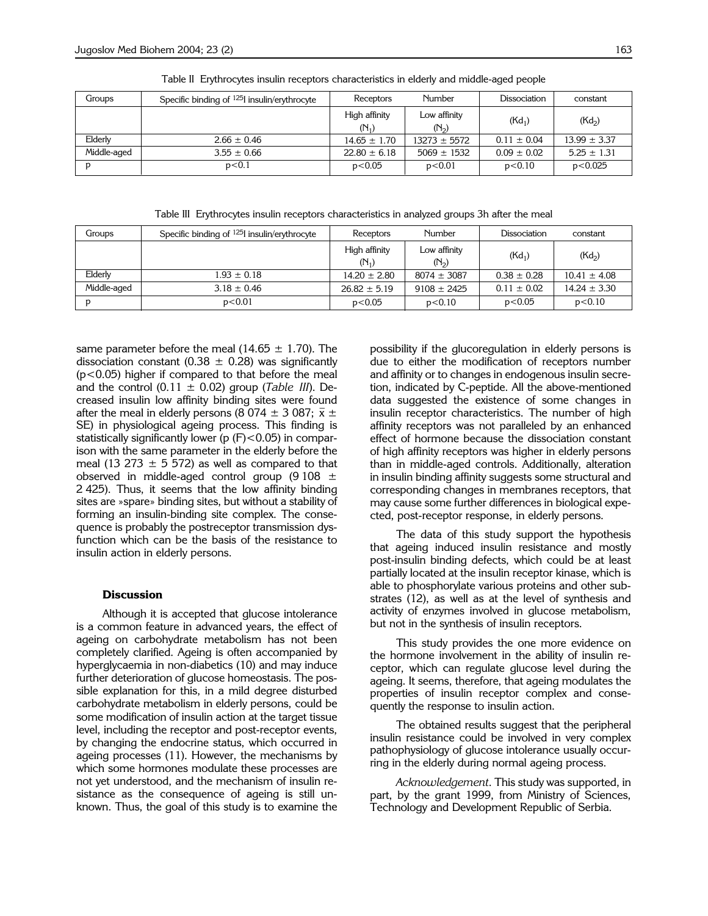Table II Erythrocytes insulin receptors characteristics in elderly and middle-aged people

| Groups | Specific binding of $^{125}$I insulin/erythrocyte | Receptors Number | | Dissociation constant | |
|---|---|---|---|---|---|
| | | High affinity ($N_1$) | Low affinity ($N_2$) | ($Kd_1$) | ($Kd_2$) |
| Elderly | 2.66 ± 0.46 | 14.65 ± 1.70 | 13273 ± 5572 | 0.11 ± 0.04 | 13.99 ± 3.37 |
| Middle-aged | 3.55 ± 0.66 | 22.80 ± 6.18 | 5069 ± 1532 | 0.09 ± 0.02 | 5.25 ± 1.31 |
| p | p<0.1 | p<0.05 | p<0.01 | p<0.10 | p<0.025 |

Table III Erythrocytes insulin receptors characteristics in analyzed groups 3h after the meal

| Groups | Specific binding of $^{125}$I insulin/erythrocyte | Receptors Number | | Dissociation constant | |
|---|---|---|---|---|---|
| | | High affinity ($N_1$) | Low affinity ($N_2$) | ($Kd_1$) | ($Kd_2$) |
| Elderly | 1.93 ± 0.18 | 14.20 ± 2.80 | 8074 ± 3087 | 0.38 ± 0.28 | 10.41 ± 4.08 |
| Middle-aged | 3.18 ± 0.46 | 26.82 ± 5.19 | 9108 ± 2425 | 0.11 ± 0.02 | 14.24 ± 3.30 |
| p | p<0.01 | p<0.05 | p<0.10 | p<0.05 | p<0.10 |

same parameter before the meal (14.65 ± 1.70). The dissociation constant (0.38 ± 0.28) was significantly ($p<0.05$) higher if compared to that before the meal and the control (0.11 ± 0.02) group (*Table III*). Decreased insulin low affinity binding sites were found after the meal in elderly persons (8 074 ± 3 087; $\bar{x}$ ± SE) in physiological ageing process. This finding is statistically significantly lower (p (F)<0.05) in comparison with the same parameter in the elderly before the meal (13 273 ± 5 572) as well as compared to that observed in middle-aged control group (9 108 ± 2 425). Thus, it seems that the low affinity binding sites are »spare» binding sites, but without a stability of forming an insulin-binding site complex. The consequence is probably the postreceptor transmission dysfunction which can be the basis of the resistance to insulin action in elderly persons.

### Discussion

Although it is accepted that glucose intolerance is a common feature in advanced years, the effect of ageing on carbohydrate metabolism has not been completely clarified. Ageing is often accompanied by hyperglycaemia in non-diabetics (10) and may induce further deterioration of glucose homeostasis. The possible explanation for this, in a mild degree disturbed carbohydrate metabolism in elderly persons, could be some modification of insulin action at the target tissue level, including the receptor and post-receptor events, by changing the endocrine status, which occurred in ageing processes (11). However, the mechanisms by which some hormones modulate these processes are not yet understood, and the mechanism of insulin resistance as the consequence of ageing is still unknown. Thus, the goal of this study is to examine the possibility if the glucoregulation in elderly persons is due to either the modification of receptors number and affinity or to changes in endogenous insulin secretion, indicated by C-peptide. All the above-mentioned data suggested the existence of some changes in insulin receptor characteristics. The number of high affinity receptors was not paralleled by an enhanced effect of hormone because the dissociation constant of high affinity receptors was higher in elderly persons than in middle-aged controls. Additionally, alteration in insulin binding affinity suggests some structural and corresponding changes in membranes receptors, that may cause some further differences in biological expected, post-receptor response, in elderly persons.

The data of this study support the hypothesis that ageing induced insulin resistance and mostly post-insulin binding defects, which could be at least partially located at the insulin receptor kinase, which is able to phosphorylate various proteins and other substrates (12), as well as at the level of synthesis and activity of enzymes involved in glucose metabolism, but not in the synthesis of insulin receptors.

This study provides the one more evidence on the hormone involvement in the ability of insulin receptor, which can regulate glucose level during the ageing. It seems, therefore, that ageing modulates the properties of insulin receptor complex and consequently the response to insulin action.

The obtained results suggest that the peripheral insulin resistance could be involved in very complex pathophysiology of glucose intolerance usually occurring in the elderly during normal ageing process.

*Acknowledgement*. This study was supported, in part, by the grant 1999, from Ministry of Sciences, Technology and Development Republic of Serbia.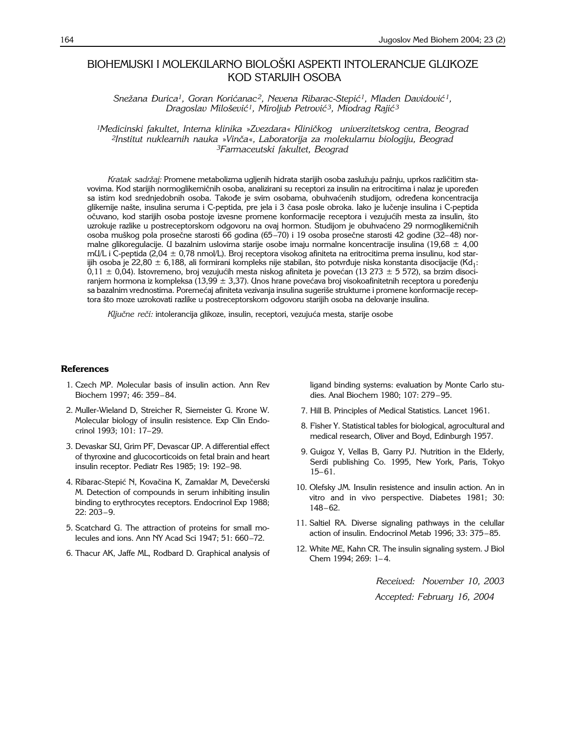# BIOHEMIJSKI I MOLEKULARNO BIOLOŠKI ASPEKTI INTOLERANCIJE GLUKOZE KOD STARIJIH OSOBA

*Snežana Đurica[1], Goran Korićanac[2], Nevena Ribarac-Stepić[1], Mladen Davidović[1], Dragoslav Milošević[1], Miroljub Petrović[3], Miodrag Rajić[3]*

*[1]Medicinski fakultet, Interna klinika »Zvezdara« Kliničkog univerzitetskog centra, Beograd*
*[2]Institut nuklearnih nauka »Vinča«, Laboratorija za molekularnu biologiju, Beograd*
*[3]Farmaceutski fakultet, Beograd*

*Kratak sadržaj:* Promene metabolizma ugljenih hidrata starijih osoba zaslužuju pažnju, uprkos različitim stavovima. Kod starijih normoglikemičnih osoba, analizirani su receptori za insulin na eritrocitima i nalaz je upoređen sa istim kod srednjedobnih osoba. Takođe je svim osobama, obuhvaćenih studijom, određena koncentracija glikemije našte, insulina seruma i C-peptida, pre jela i 3 časa posle obroka. Iako je lučenje insulina i C-peptida očuvano, kod starijih osoba postoje izvesne promene konformacije receptora i vezujućih mesta za insulin, što uzrokuje razlike u postreceptorskom odgovoru na ovaj hormon. Studijom je obuhvaćeno 29 normoglikemičnih osoba muškog pola prosečne starosti 66 godina (65–70) i 19 osoba prosečne starosti 42 godine (32–48) normalne glikoregulacije. U bazalnim uslovima starije osobe imaju normalne koncentracije insulina (19,68 ± 4,00 mU/L i C-peptida (2,04 ± 0,78 nmol/L). Broj receptora visokog afiniteta na eritrocitima prema insulinu, kod starijih osoba je 22,80 ± 6,188, ali formirani kompleks nije stabilan, što potvrđuje niska konstanta disocijacije ($Kd_1$: 0,11 ± 0,04). Istovremeno, broj vezujućih mesta niskog afiniteta je povećan (13 273 ± 5 572), sa brzim disociranjem hormona iz kompleksa (13,99 ± 3,37). Unos hrane povećava broj visokoafinitetnih receptora u poređenju sa bazalnim vrednostima. Poremećaj afiniteta vezivanja insulina sugeriše strukturne i promene konformacije receptora što moze uzrokovati razlike u postreceptorskom odgovoru starijih osoba na delovanje insulina.

*Ključne reči:* intolerancija glikoze, insulin, receptori, vezujuća mesta, starije osobe

## References

1. Czech MP. Molecular basis of insulin action. Ann Rev Biochem 1997; 46: 359–84.
2. Muller-Wieland D, Streicher R, Siemeister G. Krone W. Molecular biology of insulin resistence. Exp Clin Endocrinol 1993; 101: 17–29.
3. Devaskar SU, Grim PF, Devascar UP. A differential effect of thyroxine and glucocorticoids on fetal brain and heart insulin receptor. Pediatr Res 1985; 19: 192–98.
4. Ribarac-Stepić N, Kovačina K, Zamaklar M, Devečerski M. Detection of compounds in serum inhibiting insulin binding to erythrocytes receptors. Endocrinol Exp 1988; 22: 203–9.
5. Scatchard G. The attraction of proteins for small molecules and ions. Ann NY Acad Sci 1947; 51: 660–72.
6. Thacur AK, Jaffe ML, Rodbard D. Graphical analysis of ligand binding systems: evaluation by Monte Carlo studies. Anal Biochem 1980; 107: 279–95.
7. Hill B. Principles of Medical Statistics. Lancet 1961.
8. Fisher Y. Statistical tables for biological, agrocultural and medical research, Oliver and Boyd, Edinburgh 1957.
9. Guigoz Y, Vellas B, Garry PJ. Nutrition in the Elderly, Serdi publishing Co. 1995, New York, Paris, Tokyo 15–61.
10. Olefsky JM. Insulin resistence and insulin action. An in vitro and in vivo perspective. Diabetes 1981; 30: 148–62.
11. Saltiel RA. Diverse signaling pathways in the celullar action of insulin. Endocrinol Metab 1996; 33: 375–85.
12. White ME, Kahn CR. The insulin signaling system. J Biol Chem 1994; 269: 1–4.

*Received: November 10, 2003*
*Accepted: February 16, 2004*